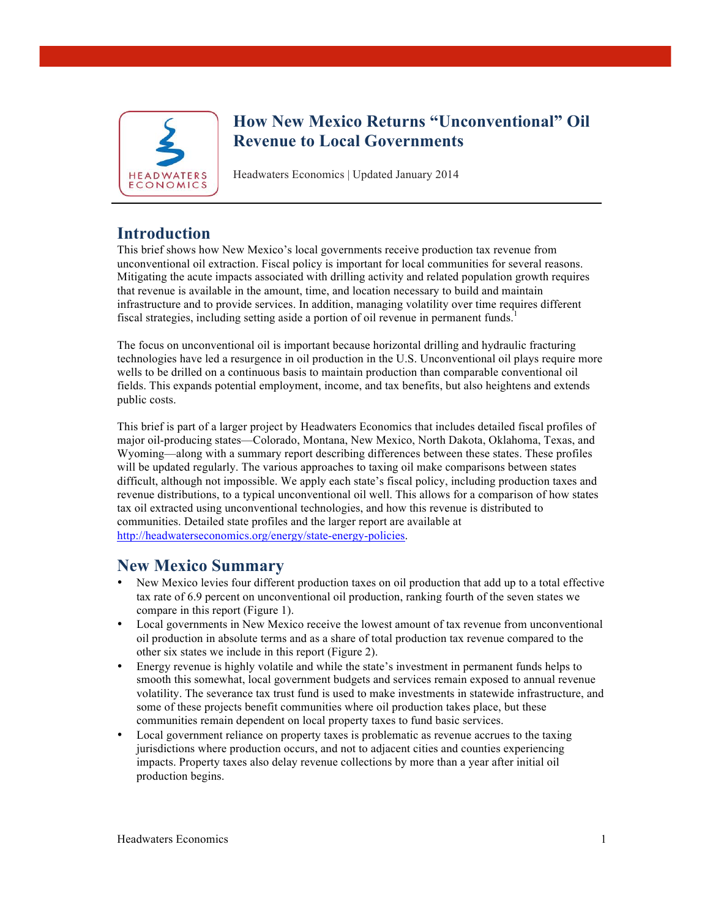# How New Mexico Returns "Unconventional" Oil Revenue to Local Governments

Headwaters Economics | Updated January 2014

## Introduction

This brief shows how New Mexico's local governments receive production tax revenue from unconventional oil extraction. Fiscal policy is important for local communities for several reasons. Mitigating the acute impacts associated with drilling activity and related population growth requires that revenue is available in the amount, time, and location necessary to build and maintain infrastructure and to provide services. In addition, managing volatility over time requires different fiscal strategies, including setting aside a portion of oil revenue in permanent funds.[1]

The focus on unconventional oil is important because horizontal drilling and hydraulic fracturing technologies have led a resurgence in oil production in the U.S. Unconventional oil plays require more wells to be drilled on a continuous basis to maintain production than comparable conventional oil fields. This expands potential employment, income, and tax benefits, but also heightens and extends public costs.

This brief is part of a larger project by Headwaters Economics that includes detailed fiscal profiles of major oil-producing states—Colorado, Montana, New Mexico, North Dakota, Oklahoma, Texas, and Wyoming—along with a summary report describing differences between these states. These profiles will be updated regularly. The various approaches to taxing oil make comparisons between states difficult, although not impossible. We apply each state's fiscal policy, including production taxes and revenue distributions, to a typical unconventional oil well. This allows for a comparison of how states tax oil extracted using unconventional technologies, and how this revenue is distributed to communities. Detailed state profiles and the larger report are available at http://headwaterseconomics.org/energy/state-energy-policies.

## New Mexico Summary

- New Mexico levies four different production taxes on oil production that add up to a total effective tax rate of 6.9 percent on unconventional oil production, ranking fourth of the seven states we compare in this report (Figure 1).
- Local governments in New Mexico receive the lowest amount of tax revenue from unconventional oil production in absolute terms and as a share of total production tax revenue compared to the other six states we include in this report (Figure 2).
- Energy revenue is highly volatile and while the state's investment in permanent funds helps to smooth this somewhat, local government budgets and services remain exposed to annual revenue volatility. The severance tax trust fund is used to make investments in statewide infrastructure, and some of these projects benefit communities where oil production takes place, but these communities remain dependent on local property taxes to fund basic services.
- Local government reliance on property taxes is problematic as revenue accrues to the taxing jurisdictions where production occurs, and not to adjacent cities and counties experiencing impacts. Property taxes also delay revenue collections by more than a year after initial oil production begins.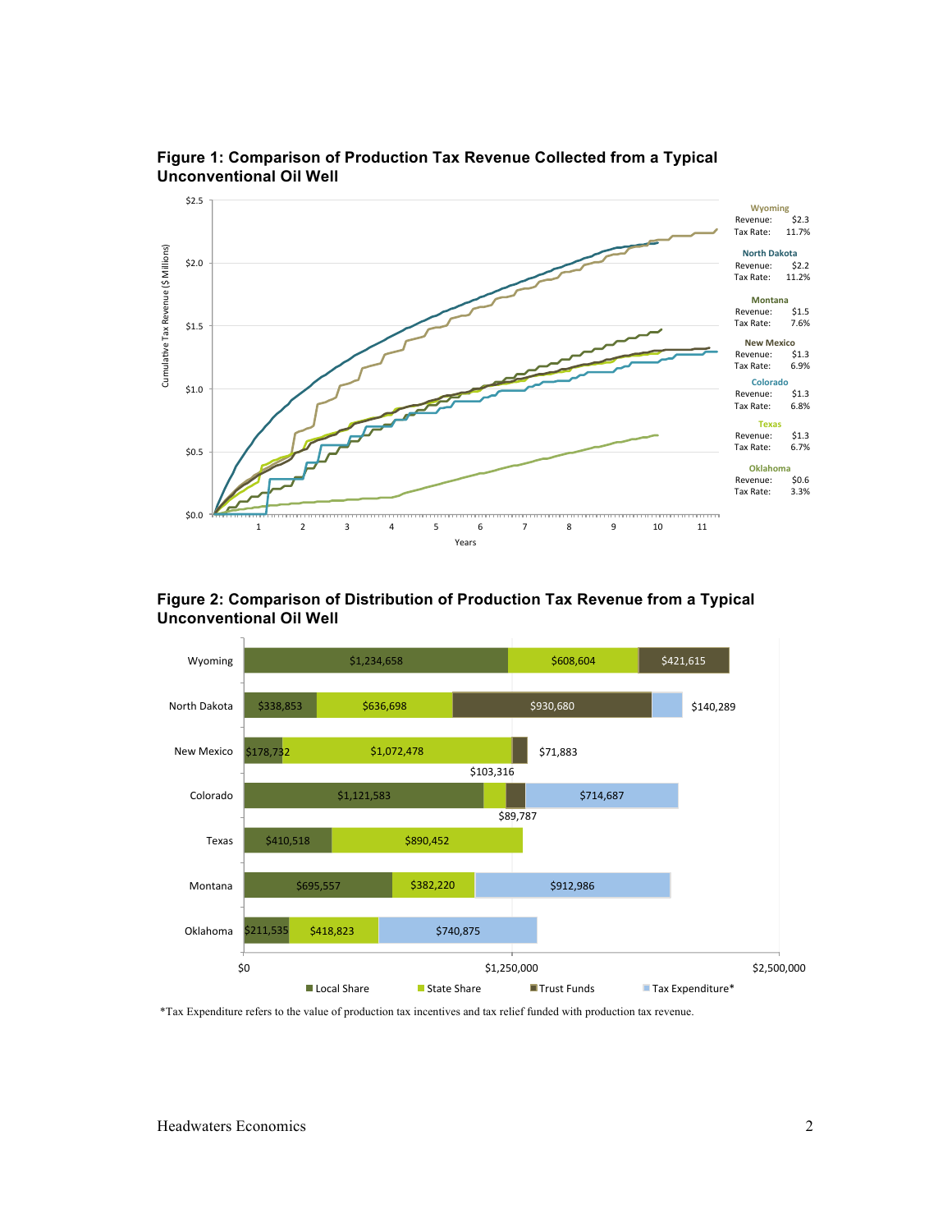## Figure 1: Comparison of Production Tax Revenue Collected from a Typical Unconventional Oil Well

| State | Revenue ($ Millions) | Tax Rate |
|---|---|---|
| Wyoming | $2.3 | 11.7% |
| North Dakota | $2.2 | 11.2% |
| Montana | $1.5 | 7.6% |
| New Mexico | $1.3 | 6.9% |
| Colorado | $1.3 | 6.8% |
| Texas | $1.3 | 6.7% |
| Oklahoma | $0.6 | 3.3% |

## Figure 2: Comparison of Distribution of Production Tax Revenue from a Typical Unconventional Oil Well

| State | Local Share | State Share | Trust Funds | Tax Expenditure* |
|---|---|---|---|---|
| Wyoming | $1,234,658 | $608,604 | $421,615 | |
| North Dakota | $338,853 | $636,698 | $930,680 | $140,289 |
| New Mexico | $178,732 | $1,072,478 | $71,883 | |
| Colorado | $1,121,583 | $103,316 | $89,787 | $714,687 |
| Texas | $410,518 | $890,452 | | |
| Montana | $695,557 | $382,220 | | $912,986 |
| Oklahoma | $211,535 | $418,823 | | $740,875 |

*Tax Expenditure refers to the value of production tax incentives and tax relief funded with production tax revenue.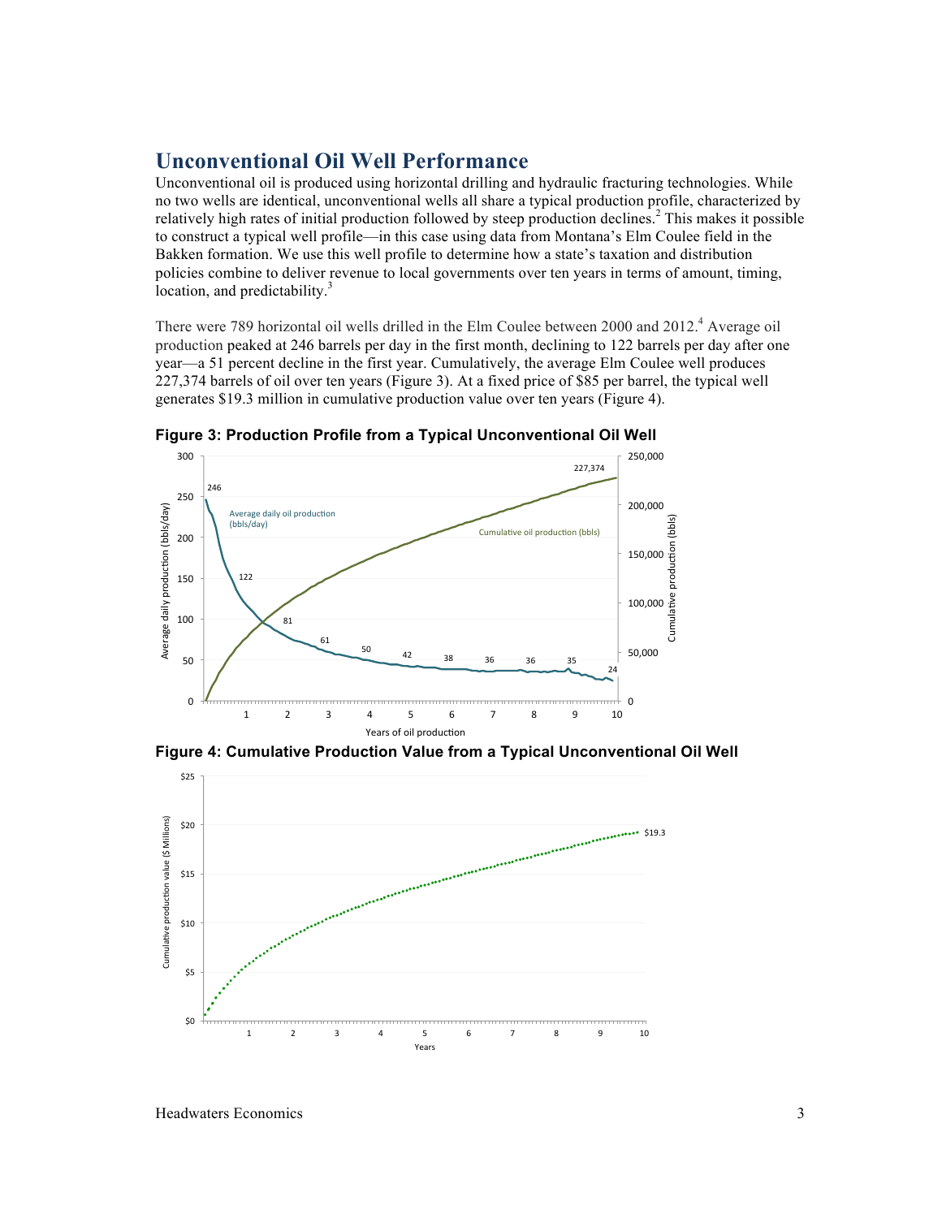## Unconventional Oil Well Performance

Unconventional oil is produced using horizontal drilling and hydraulic fracturing technologies. While no two wells are identical, unconventional wells all share a typical production profile, characterized by relatively high rates of initial production followed by steep production declines.[2] This makes it possible to construct a typical well profile—in this case using data from Montana's Elm Coulee field in the Bakken formation. We use this well profile to determine how a state's taxation and distribution policies combine to deliver revenue to local governments over ten years in terms of amount, timing, location, and predictability.[3]

There were 789 horizontal oil wells drilled in the Elm Coulee between 2000 and 2012.[4] Average oil production peaked at 246 barrels per day in the first month, declining to 122 barrels per day after one year—a 51 percent decline in the first year. Cumulatively, the average Elm Coulee well produces 227,374 barrels of oil over ten years (Figure 3). At a fixed price of $85 per barrel, the typical well generates $19.3 million in cumulative production value over ten years (Figure 4).

**Figure 3: Production Profile from a Typical Unconventional Oil Well**

**Figure 4: Cumulative Production Value from a Typical Unconventional Oil Well**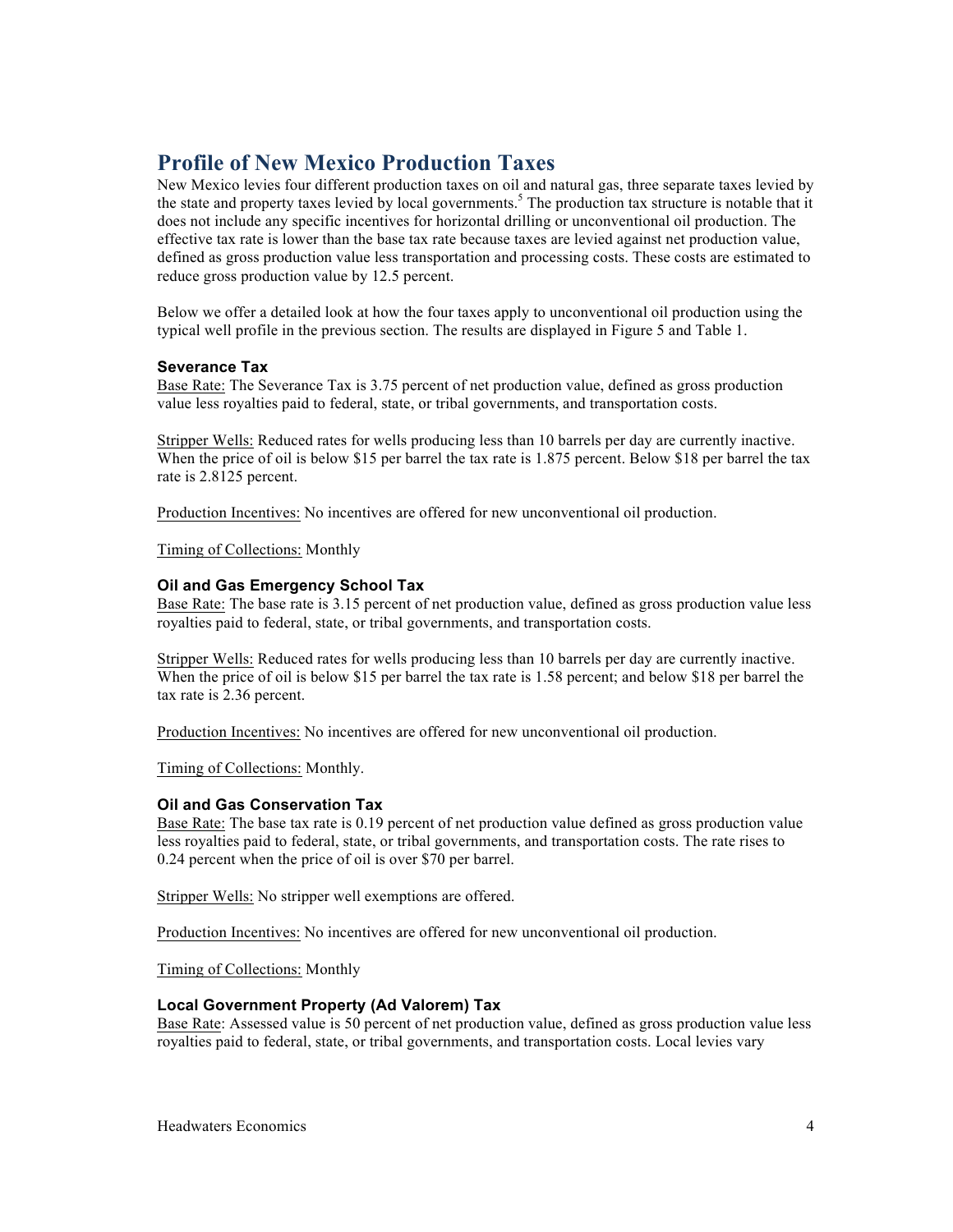## Profile of New Mexico Production Taxes

New Mexico levies four different production taxes on oil and natural gas, three separate taxes levied by the state and property taxes levied by local governments.[5] The production tax structure is notable that it does not include any specific incentives for horizontal drilling or unconventional oil production. The effective tax rate is lower than the base tax rate because taxes are levied against net production value, defined as gross production value less transportation and processing costs. These costs are estimated to reduce gross production value by 12.5 percent.

Below we offer a detailed look at how the four taxes apply to unconventional oil production using the typical well profile in the previous section. The results are displayed in Figure 5 and Table 1.

### Severance Tax

<u>Base Rate:</u> The Severance Tax is 3.75 percent of net production value, defined as gross production value less royalties paid to federal, state, or tribal governments, and transportation costs.

<u>Stripper Wells:</u> Reduced rates for wells producing less than 10 barrels per day are currently inactive. When the price of oil is below $15 per barrel the tax rate is 1.875 percent. Below $18 per barrel the tax rate is 2.8125 percent.

<u>Production Incentives:</u> No incentives are offered for new unconventional oil production.

<u>Timing of Collections:</u> Monthly

### Oil and Gas Emergency School Tax

<u>Base Rate:</u> The base rate is 3.15 percent of net production value, defined as gross production value less royalties paid to federal, state, or tribal governments, and transportation costs.

<u>Stripper Wells:</u> Reduced rates for wells producing less than 10 barrels per day are currently inactive. When the price of oil is below $15 per barrel the tax rate is 1.58 percent; and below $18 per barrel the tax rate is 2.36 percent.

<u>Production Incentives:</u> No incentives are offered for new unconventional oil production.

<u>Timing of Collections:</u> Monthly.

### Oil and Gas Conservation Tax

<u>Base Rate:</u> The base tax rate is 0.19 percent of net production value defined as gross production value less royalties paid to federal, state, or tribal governments, and transportation costs. The rate rises to 0.24 percent when the price of oil is over $70 per barrel.

<u>Stripper Wells:</u> No stripper well exemptions are offered.

<u>Production Incentives:</u> No incentives are offered for new unconventional oil production.

<u>Timing of Collections:</u> Monthly

### Local Government Property (Ad Valorem) Tax

<u>Base Rate</u>: Assessed value is 50 percent of net production value, defined as gross production value less royalties paid to federal, state, or tribal governments, and transportation costs. Local levies vary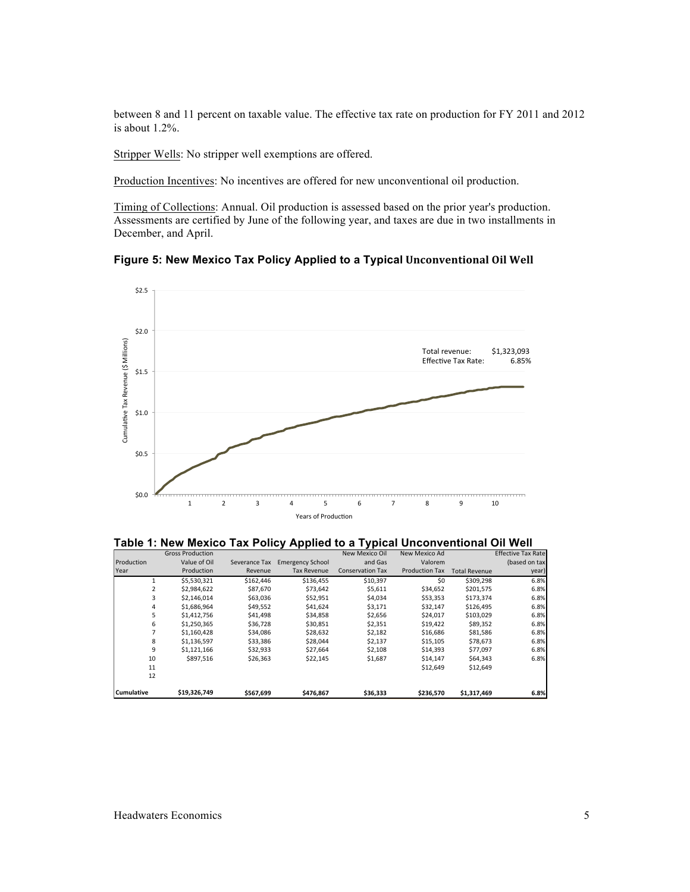between 8 and 11 percent on taxable value. The effective tax rate on production for FY 2011 and 2012 is about 1.2%.

Stripper Wells: No stripper well exemptions are offered.

Production Incentives: No incentives are offered for new unconventional oil production.

Timing of Collections: Annual. Oil production is assessed based on the prior year's production. Assessments are certified by June of the following year, and taxes are due in two installments in December, and April.

**Figure 5: New Mexico Tax Policy Applied to a Typical Unconventional Oil Well**

Total revenue: $1,323,093
Effective Tax Rate: 6.85%

**Table 1: New Mexico Tax Policy Applied to a Typical Unconventional Oil Well**

| Production Year | Gross Production Value of Oil Production | Severance Tax Revenue | Emergency School Tax Revenue | New Mexico Oil and Gas Conservation Tax | New Mexico Ad Valorem Production Tax | Total Revenue | Effective Tax Rate (based on tax year) |
|---|---|---|---|---|---|---|---|
| 1 | $5,530,321 | $162,446 | $136,455 | $10,397 | $0 | $309,298 | 6.8% |
| 2 | $2,984,622 | $87,670 | $73,642 | $5,611 | $34,652 | $201,575 | 6.8% |
| 3 | $2,146,014 | $63,036 | $52,951 | $4,034 | $53,353 | $173,374 | 6.8% |
| 4 | $1,686,964 | $49,552 | $41,624 | $3,171 | $32,147 | $126,495 | 6.8% |
| 5 | $1,412,756 | $41,498 | $34,858 | $2,656 | $24,017 | $103,029 | 6.8% |
| 6 | $1,250,365 | $36,728 | $30,851 | $2,351 | $19,422 | $89,352 | 6.8% |
| 7 | $1,160,428 | $34,086 | $28,632 | $2,182 | $16,686 | $81,586 | 6.8% |
| 8 | $1,136,597 | $33,386 | $28,044 | $2,137 | $15,105 | $78,673 | 6.8% |
| 9 | $1,121,166 | $32,933 | $27,664 | $2,108 | $14,393 | $77,097 | 6.8% |
| 10 | $897,516 | $26,363 | $22,145 | $1,687 | $14,147 | $64,343 | 6.8% |
| 11 | | | | | $12,649 | $12,649 | |
| 12 | | | | | | | |
| **Cumulative** | **$19,326,749** | **$567,699** | **$476,867** | **$36,333** | **$236,570** | **$1,317,469** | **6.8%** |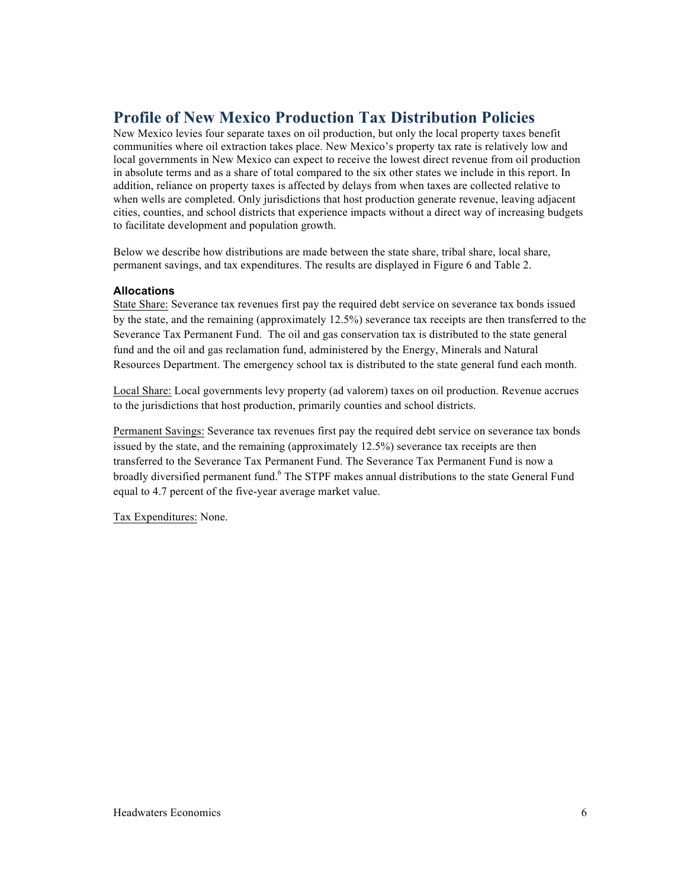## Profile of New Mexico Production Tax Distribution Policies

New Mexico levies four separate taxes on oil production, but only the local property taxes benefit communities where oil extraction takes place. New Mexico's property tax rate is relatively low and local governments in New Mexico can expect to receive the lowest direct revenue from oil production in absolute terms and as a share of total compared to the six other states we include in this report. In addition, reliance on property taxes is affected by delays from when taxes are collected relative to when wells are completed. Only jurisdictions that host production generate revenue, leaving adjacent cities, counties, and school districts that experience impacts without a direct way of increasing budgets to facilitate development and population growth.

Below we describe how distributions are made between the state share, tribal share, local share, permanent savings, and tax expenditures. The results are displayed in Figure 6 and Table 2.

### Allocations

State Share: Severance tax revenues first pay the required debt service on severance tax bonds issued by the state, and the remaining (approximately 12.5%) severance tax receipts are then transferred to the Severance Tax Permanent Fund. The oil and gas conservation tax is distributed to the state general fund and the oil and gas reclamation fund, administered by the Energy, Minerals and Natural Resources Department. The emergency school tax is distributed to the state general fund each month.

Local Share: Local governments levy property (ad valorem) taxes on oil production. Revenue accrues to the jurisdictions that host production, primarily counties and school districts.

Permanent Savings: Severance tax revenues first pay the required debt service on severance tax bonds issued by the state, and the remaining (approximately 12.5%) severance tax receipts are then transferred to the Severance Tax Permanent Fund. The Severance Tax Permanent Fund is now a broadly diversified permanent fund.[6] The STPF makes annual distributions to the state General Fund equal to 4.7 percent of the five-year average market value.

Tax Expenditures: None.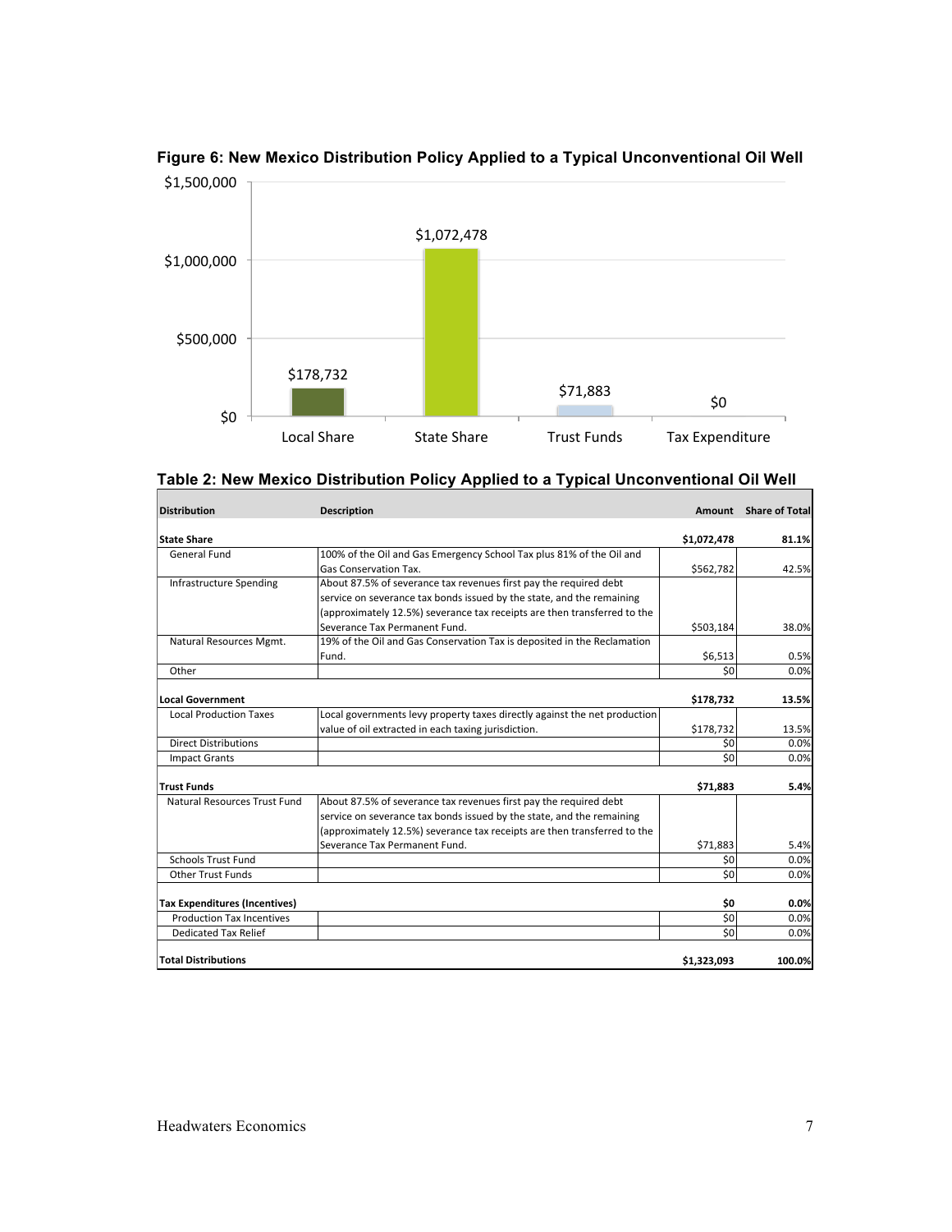**Figure 6: New Mexico Distribution Policy Applied to a Typical Unconventional Oil Well**

| Category | Amount |
|---|---|
| Local Share | $178,732 |
| State Share | $1,072,478 |
| Trust Funds | $71,883 |
| Tax Expenditure | $0 |

**Table 2: New Mexico Distribution Policy Applied to a Typical Unconventional Oil Well**

| Distribution | Description | Amount | Share of Total |
|---|---|---|---|
| **State Share** | | **$1,072,478** | **81.1%** |
| General Fund | 100% of the Oil and Gas Emergency School Tax plus 81% of the Oil and Gas Conservation Tax. | $562,782 | 42.5% |
| Infrastructure Spending | About 87.5% of severance tax revenues first pay the required debt service on severance tax bonds issued by the state, and the remaining (approximately 12.5%) severance tax receipts are then transferred to the Severance Tax Permanent Fund. | $503,184 | 38.0% |
| Natural Resources Mgmt. | 19% of the Oil and Gas Conservation Tax is deposited in the Reclamation Fund. | $6,513 | 0.5% |
| Other | | $0 | 0.0% |
| **Local Government** | | **$178,732** | **13.5%** |
| Local Production Taxes | Local governments levy property taxes directly against the net production value of oil extracted in each taxing jurisdiction. | $178,732 | 13.5% |
| Direct Distributions | | $0 | 0.0% |
| Impact Grants | | $0 | 0.0% |
| **Trust Funds** | | **$71,883** | **5.4%** |
| Natural Resources Trust Fund | About 87.5% of severance tax revenues first pay the required debt service on severance tax bonds issued by the state, and the remaining (approximately 12.5%) severance tax receipts are then transferred to the Severance Tax Permanent Fund. | $71,883 | 5.4% |
| Schools Trust Fund | | $0 | 0.0% |
| Other Trust Funds | | $0 | 0.0% |
| **Tax Expenditures (Incentives)** | | **$0** | **0.0%** |
| Production Tax Incentives | | $0 | 0.0% |
| Dedicated Tax Relief | | $0 | 0.0% |
| **Total Distributions** | | **$1,323,093** | **100.0%** |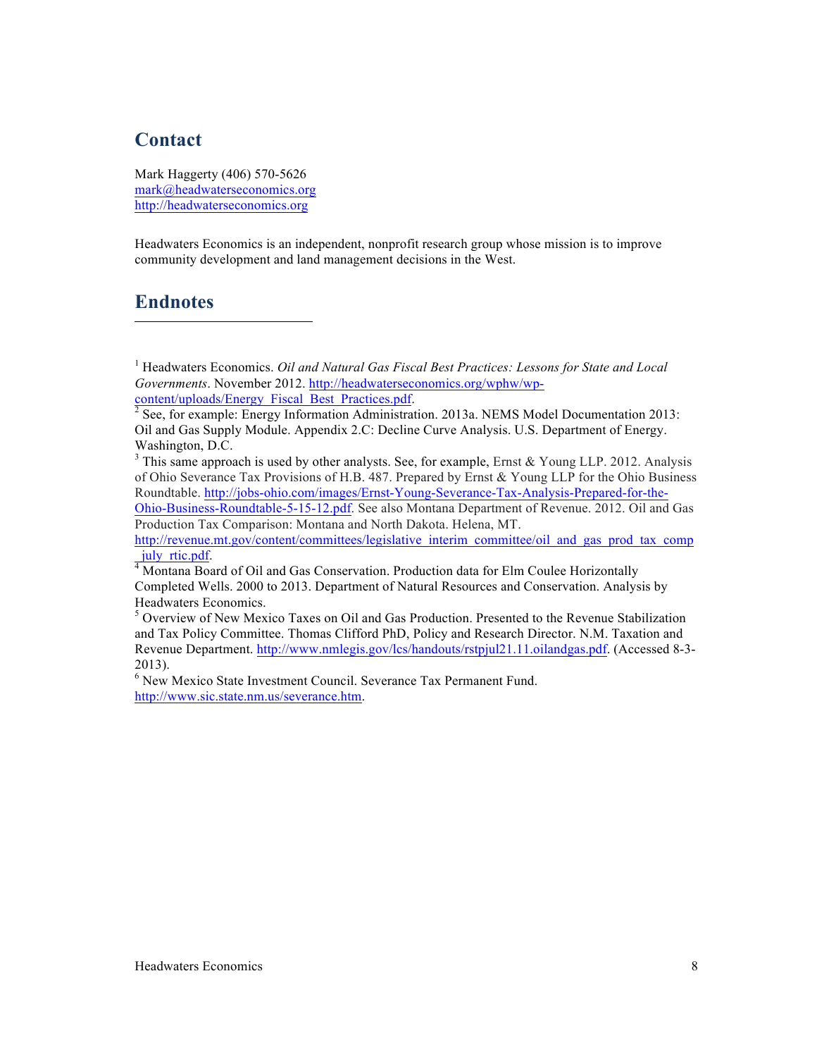## Contact

Mark Haggerty (406) 570-5626
mark@headwaterseconomics.org
http://headwaterseconomics.org

Headwaters Economics is an independent, nonprofit research group whose mission is to improve community development and land management decisions in the West.

## Endnotes

[1] Headwaters Economics. *Oil and Natural Gas Fiscal Best Practices: Lessons for State and Local Governments*. November 2012. http://headwaterseconomics.org/wphw/wp-content/uploads/Energy_Fiscal_Best_Practices.pdf.

[2] See, for example: Energy Information Administration. 2013a. NEMS Model Documentation 2013: Oil and Gas Supply Module. Appendix 2.C: Decline Curve Analysis. U.S. Department of Energy. Washington, D.C.

[3] This same approach is used by other analysts. See, for example, Ernst & Young LLP. 2012. Analysis of Ohio Severance Tax Provisions of H.B. 487. Prepared by Ernst & Young LLP for the Ohio Business Roundtable. http://jobs-ohio.com/images/Ernst-Young-Severance-Tax-Analysis-Prepared-for-the-Ohio-Business-Roundtable-5-15-12.pdf. See also Montana Department of Revenue. 2012. Oil and Gas Production Tax Comparison: Montana and North Dakota. Helena, MT. http://revenue.mt.gov/content/committees/legislative_interim_committee/oil_and_gas_prod_tax_comp_july_rtic.pdf.

[4] Montana Board of Oil and Gas Conservation. Production data for Elm Coulee Horizontally Completed Wells. 2000 to 2013. Department of Natural Resources and Conservation. Analysis by Headwaters Economics.

[5] Overview of New Mexico Taxes on Oil and Gas Production. Presented to the Revenue Stabilization and Tax Policy Committee. Thomas Clifford PhD, Policy and Research Director. N.M. Taxation and Revenue Department. http://www.nmlegis.gov/lcs/handouts/rstpjul21.11.oilandgas.pdf. (Accessed 8-3-2013).

[6] New Mexico State Investment Council. Severance Tax Permanent Fund. http://www.sic.state.nm.us/severance.htm.